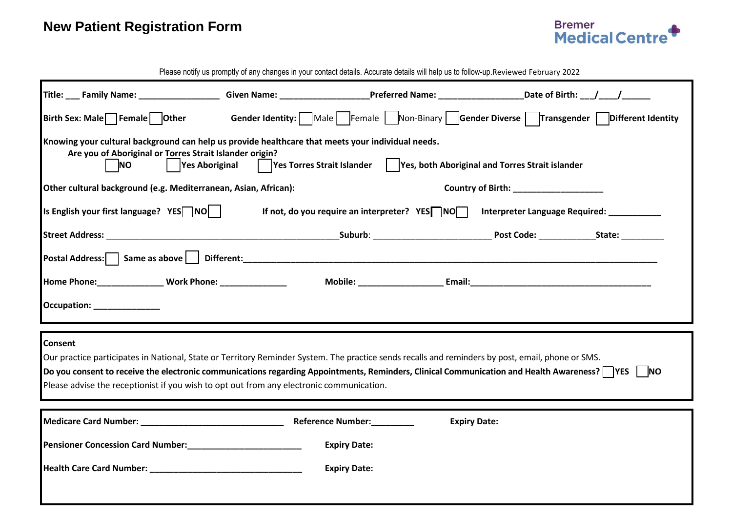# New Patient Registration Form

Bremer Medical Centre

Please notify us promptly of any changes in your contact details. Accurate details will help us to follow-up.Reviewed February 2022

**Title:** ___ **Family Name:** ________________ **Given Name:** __________________ **Preferred Name:** _________________ **Date of Birth:** ___/____/______

**Birth Sex:** Male ☐ Female ☐ Other ☐ **Gender Identity:** ☐ Male ☐ Female ☐ Non-Binary ☐ Gender Diverse ☐ Transgender ☐ Different Identity

**Knowing your cultural background can help us provide healthcare that meets your individual needs.**

**Are you of Aboriginal or Torres Strait Islander origin?**

☐ NO ☐ Yes Aboriginal ☐ Yes Torres Strait Islander ☐ Yes, both Aboriginal and Torres Strait islander

**Other cultural background (e.g. Mediterranean, Asian, African):** **Country of Birth:** ___________________

**Is English your first language?** YES ☐ NO ☐ **If not, do you require an interpreter?** YES ☐ NO ☐ **Interpreter Language Required:** ___________

**Street Address:** _________________________________________________ **Suburb**: _________________________ **Post Code:** ___________ **State:** _________

**Postal Address:** ☐ Same as above ☐ Different:_______________________________________________________________________________________

**Home Phone:**______________ **Work Phone:** ______________ **Mobile:** __________________ **Email:**_______________________________________

**Occupation:** ______________

**Consent**

Our practice participates in National, State or Territory Reminder System. The practice sends recalls and reminders by post, email, phone or SMS.

**Do you consent to receive the electronic communications regarding Appointments, Reminders, Clinical Communication and Health Awareness?** ☐ YES ☐ NO

Please advise the receptionist if you wish to opt out from any electronic communication.

**Medicare Card Number:** ______________________________ **Reference Number:**_________ **Expiry Date:**

**Pensioner Concession Card Number:**________________________ **Expiry Date:**

**Health Care Card Number:** ________________________________ **Expiry Date:**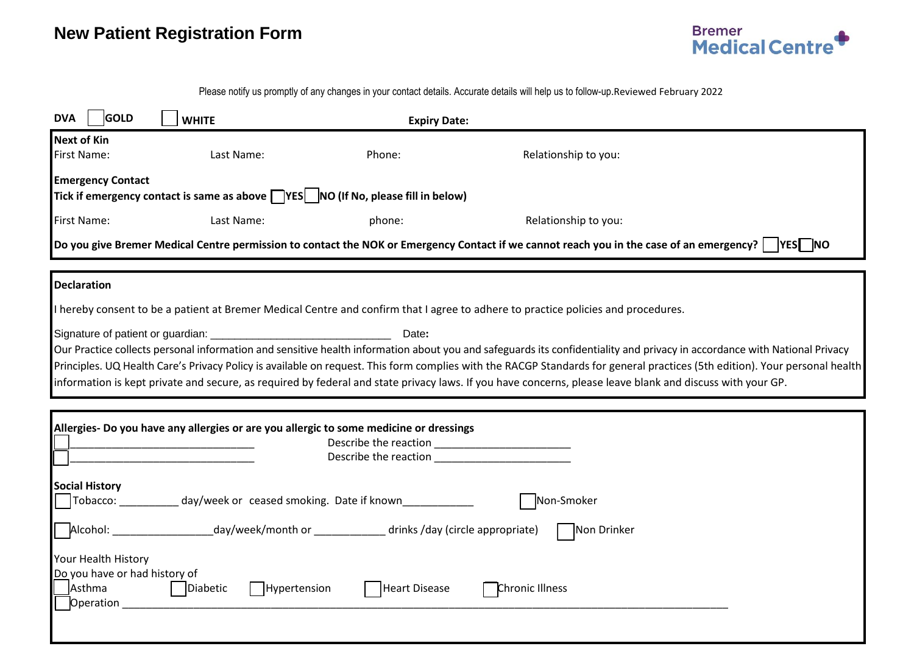# New Patient Registration Form

Bremer Medical Centre

Please notify us promptly of any changes in your contact details. Accurate details will help us to follow-up.Reviewed February 2022

**DVA** ☐ **GOLD** ☐ **WHITE** **Expiry Date:**

**Next of Kin**

First Name: Last Name: Phone: Relationship to you:

**Emergency Contact**

**Tick if emergency contact is same as above** ☐ **YES** ☐ **NO (If No, please fill in below)**

First Name: Last Name: phone: Relationship to you:

**Do you give Bremer Medical Centre permission to contact the NOK or Emergency Contact if we cannot reach you in the case of an emergency?** ☐ **YES** ☐ **NO**

**Declaration**

I hereby consent to be a patient at Bremer Medical Centre and confirm that I agree to adhere to practice policies and procedures.

Signature of patient or guardian: ______________________________ Date**:**

Our Practice collects personal information and sensitive health information about you and safeguards its confidentiality and privacy in accordance with National Privacy Principles. UQ Health Care's Privacy Policy is available on request. This form complies with the RACGP Standards for general practices (5th edition). Your personal health information is kept private and secure, as required by federal and state privacy laws. If you have concerns, please leave blank and discuss with your GP.

**Allergies- Do you have any allergies or are you allergic to some medicine or dressings**

☐ ______________________________ Describe the reaction ______________________

☐ ______________________________ Describe the reaction ______________________

**Social History**

☐ Tobacco: __________ day/week or ceased smoking. Date if known____________ ☐ Non-Smoker

☐ Alcohol: ________________day/week/month or ____________ drinks /day (circle appropriate) ☐ Non Drinker

Your Health History

Do you have or had history of

☐ Asthma ☐ Diabetic ☐ Hypertension ☐ Heart Disease ☐ Chronic Illness

☐ Operation ____________________________________________________________________________________________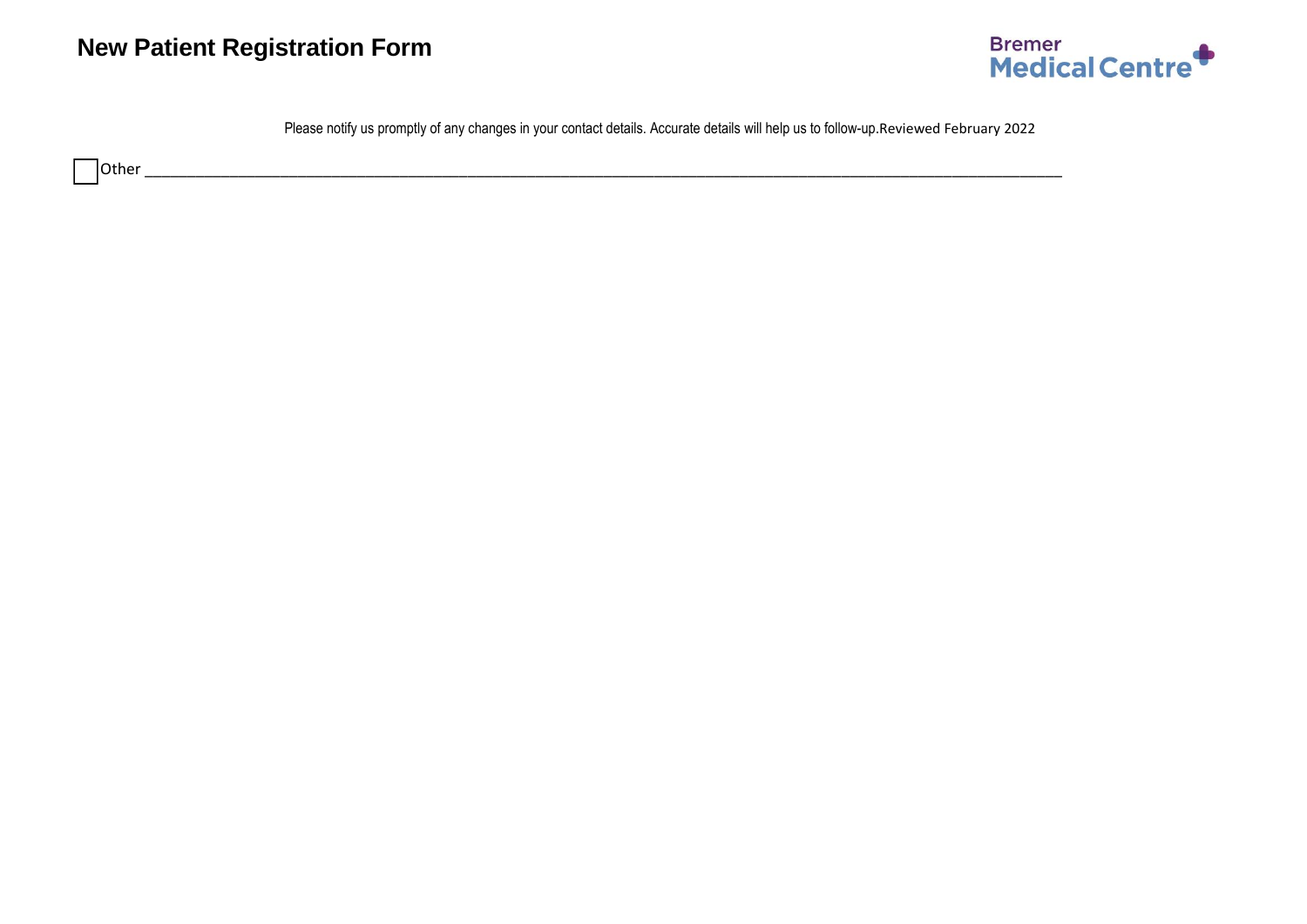# New Patient Registration Form

Bremer Medical Centre

Please notify us promptly of any changes in your contact details. Accurate details will help us to follow-up.Reviewed February 2022

☐ Other ____________________________________________________________________________________________________